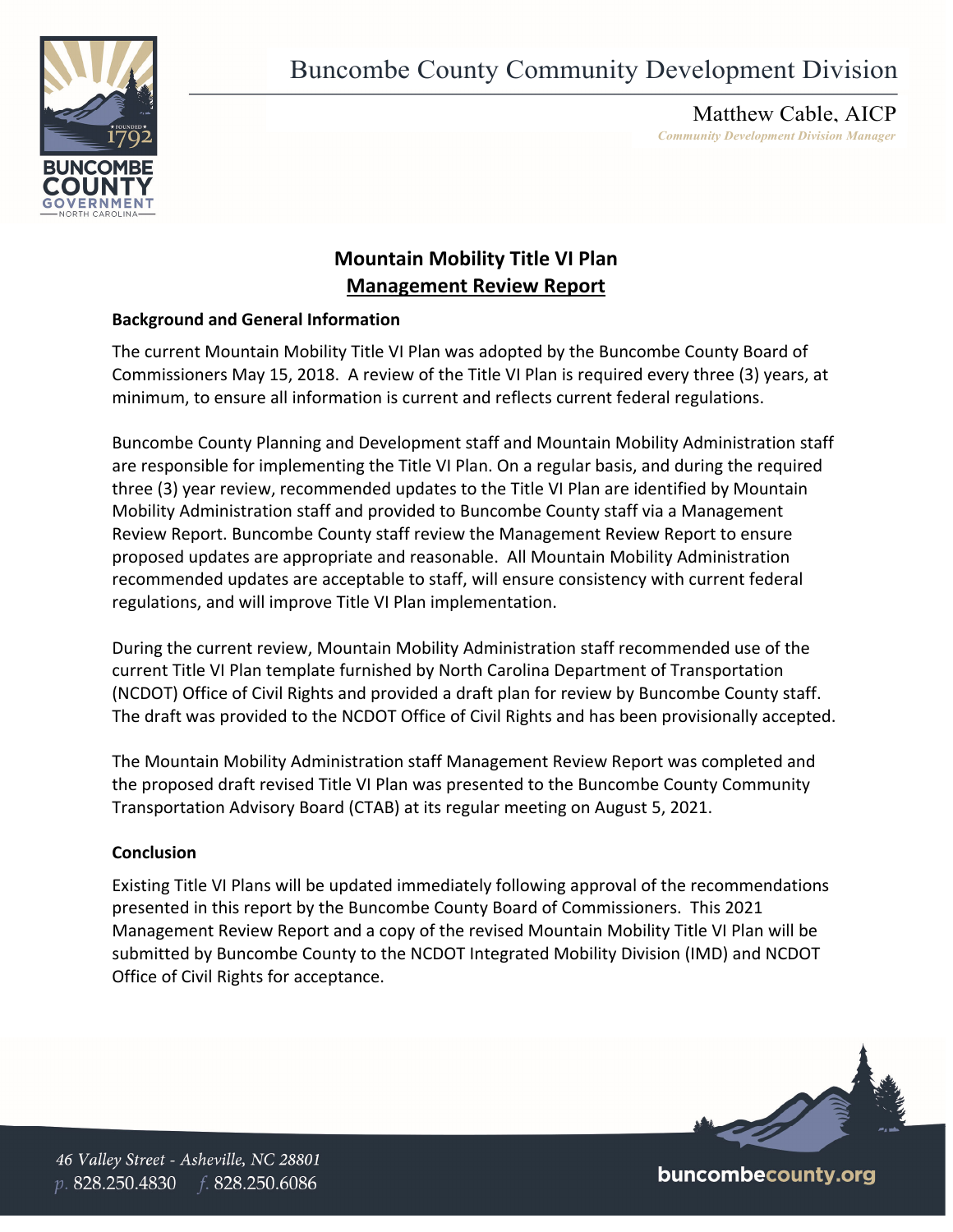Buncombe County Community Development Division

Matthew Cable, AICP
*Community Development Division Manager*

# Mountain Mobility Title VI Plan
## Management Review Report

**Background and General Information**

The current Mountain Mobility Title VI Plan was adopted by the Buncombe County Board of Commissioners May 15, 2018. A review of the Title VI Plan is required every three (3) years, at minimum, to ensure all information is current and reflects current federal regulations.

Buncombe County Planning and Development staff and Mountain Mobility Administration staff are responsible for implementing the Title VI Plan. On a regular basis, and during the required three (3) year review, recommended updates to the Title VI Plan are identified by Mountain Mobility Administration staff and provided to Buncombe County staff via a Management Review Report. Buncombe County staff review the Management Review Report to ensure proposed updates are appropriate and reasonable. All Mountain Mobility Administration recommended updates are acceptable to staff, will ensure consistency with current federal regulations, and will improve Title VI Plan implementation.

During the current review, Mountain Mobility Administration staff recommended use of the current Title VI Plan template furnished by North Carolina Department of Transportation (NCDOT) Office of Civil Rights and provided a draft plan for review by Buncombe County staff. The draft was provided to the NCDOT Office of Civil Rights and has been provisionally accepted.

The Mountain Mobility Administration staff Management Review Report was completed and the proposed draft revised Title VI Plan was presented to the Buncombe County Community Transportation Advisory Board (CTAB) at its regular meeting on August 5, 2021.

**Conclusion**

Existing Title VI Plans will be updated immediately following approval of the recommendations presented in this report by the Buncombe County Board of Commissioners. This 2021 Management Review Report and a copy of the revised Mountain Mobility Title VI Plan will be submitted by Buncombe County to the NCDOT Integrated Mobility Division (IMD) and NCDOT Office of Civil Rights for acceptance.

*46 Valley Street - Asheville, NC 28801*
*p.* 828.250.4830 *f.* 828.250.6086

buncombecounty.org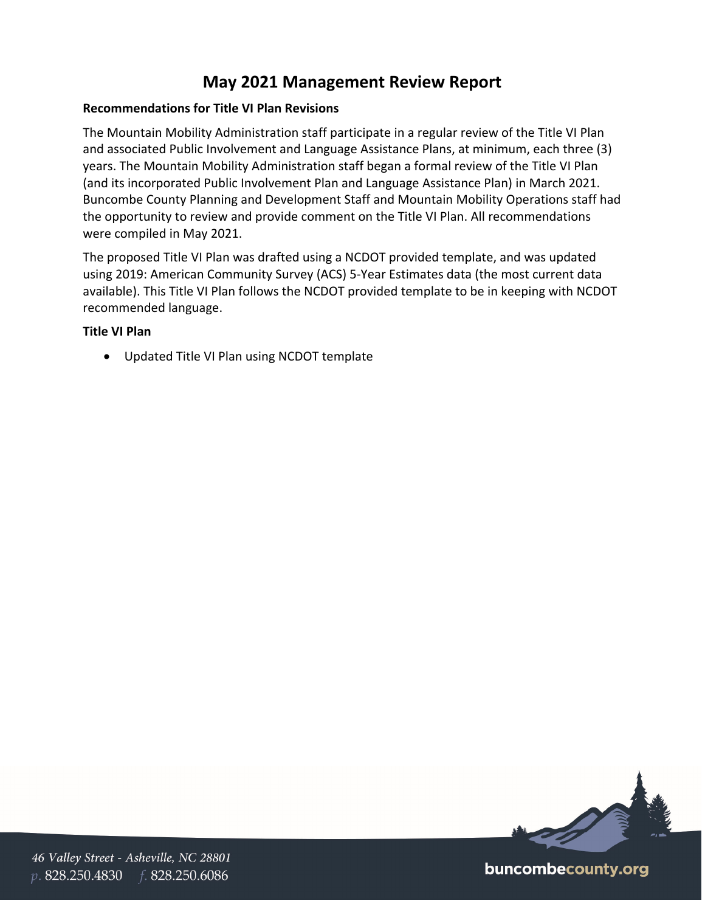# May 2021 Management Review Report

**Recommendations for Title VI Plan Revisions**

The Mountain Mobility Administration staff participate in a regular review of the Title VI Plan and associated Public Involvement and Language Assistance Plans, at minimum, each three (3) years. The Mountain Mobility Administration staff began a formal review of the Title VI Plan (and its incorporated Public Involvement Plan and Language Assistance Plan) in March 2021. Buncombe County Planning and Development Staff and Mountain Mobility Operations staff had the opportunity to review and provide comment on the Title VI Plan. All recommendations were compiled in May 2021.

The proposed Title VI Plan was drafted using a NCDOT provided template, and was updated using 2019: American Community Survey (ACS) 5-Year Estimates data (the most current data available). This Title VI Plan follows the NCDOT provided template to be in keeping with NCDOT recommended language.

**Title VI Plan**

- Updated Title VI Plan using NCDOT template